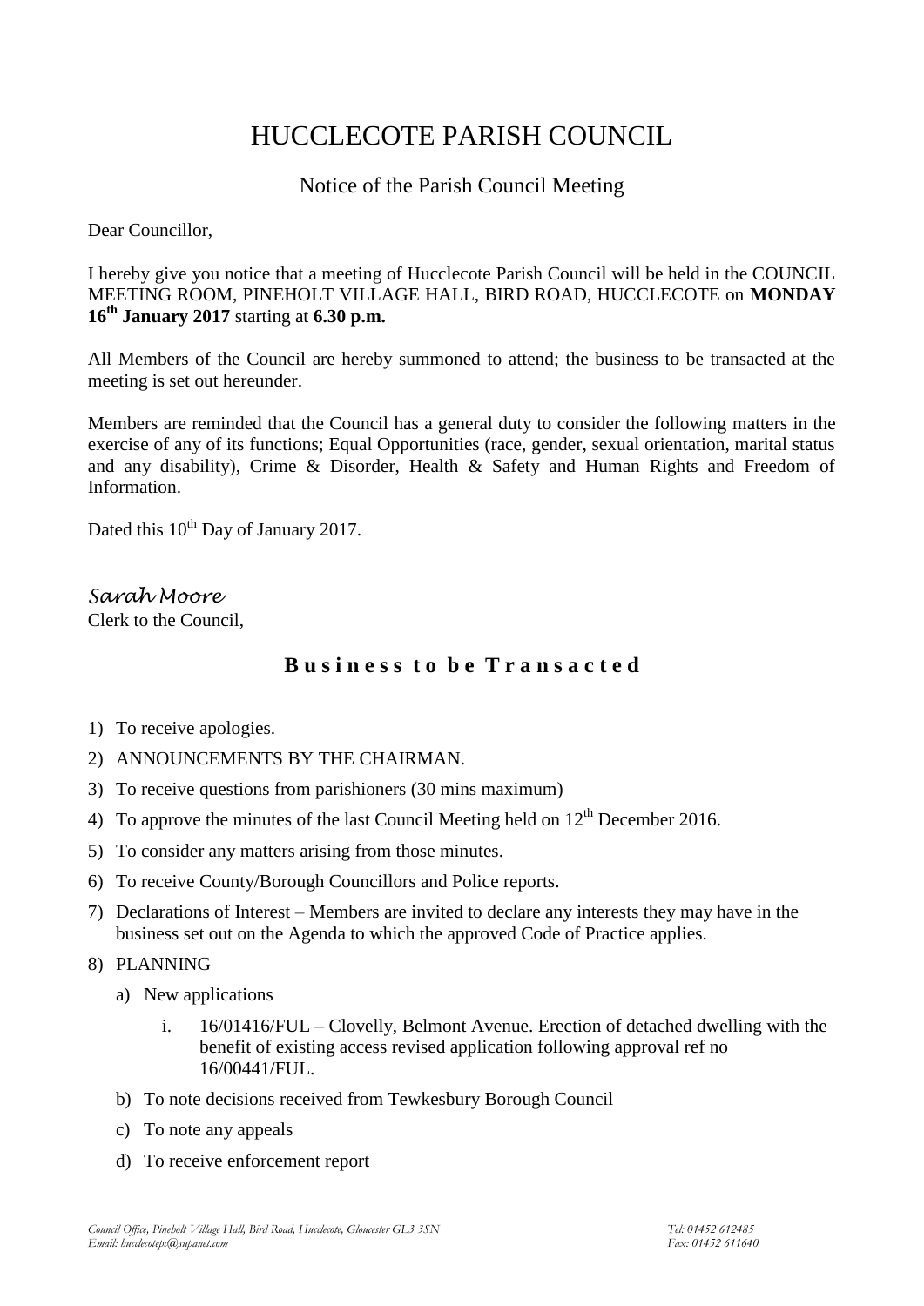# HUCCLECOTE PARISH COUNCIL

## Notice of the Parish Council Meeting

Dear Councillor,

I hereby give you notice that a meeting of Hucclecote Parish Council will be held in the COUNCIL MEETING ROOM, PINEHOLT VILLAGE HALL, BIRD ROAD, HUCCLECOTE on **MONDAY 16th January 2017** starting at **6.30 p.m.**

All Members of the Council are hereby summoned to attend; the business to be transacted at the meeting is set out hereunder.

Members are reminded that the Council has a general duty to consider the following matters in the exercise of any of its functions; Equal Opportunities (race, gender, sexual orientation, marital status and any disability), Crime & Disorder, Health & Safety and Human Rights and Freedom of Information.

Dated this 10th Day of January 2017.

*Sarah Moore*
Clerk to the Council,

## Business to be Transacted

1) To receive apologies.
2) ANNOUNCEMENTS BY THE CHAIRMAN.
3) To receive questions from parishioners (30 mins maximum)
4) To approve the minutes of the last Council Meeting held on 12th December 2016.
5) To consider any matters arising from those minutes.
6) To receive County/Borough Councillors and Police reports.
7) Declarations of Interest – Members are invited to declare any interests they may have in the business set out on the Agenda to which the approved Code of Practice applies.
8) PLANNING
   a) New applications
      i. 16/01416/FUL – Clovelly, Belmont Avenue. Erection of detached dwelling with the benefit of existing access revised application following approval ref no 16/00441/FUL.
   b) To note decisions received from Tewkesbury Borough Council
   c) To note any appeals
   d) To receive enforcement report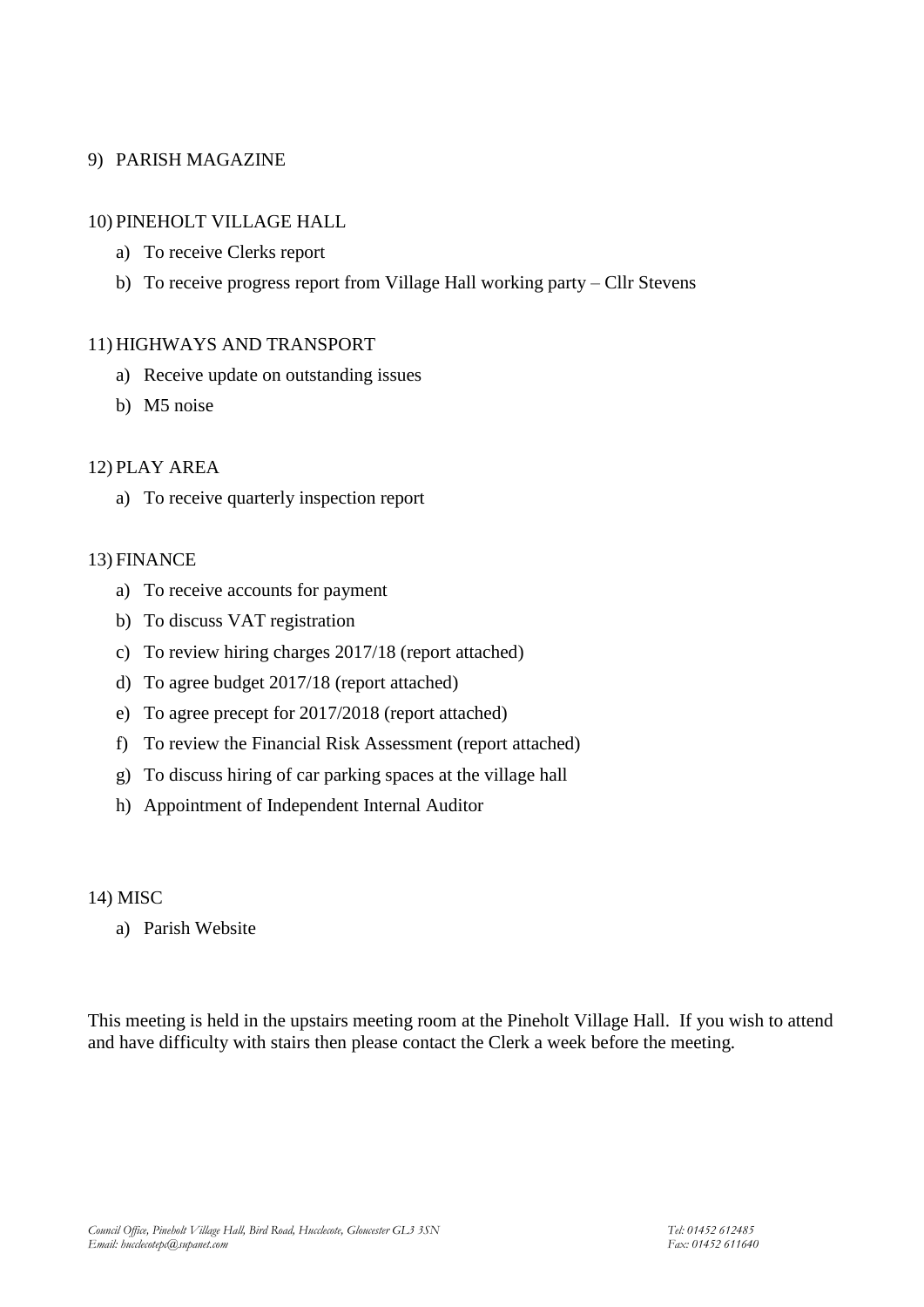9) PARISH MAGAZINE

10) PINEHOLT VILLAGE HALL

   a) To receive Clerks report
   b) To receive progress report from Village Hall working party – Cllr Stevens

11) HIGHWAYS AND TRANSPORT

   a) Receive update on outstanding issues
   b) M5 noise

12) PLAY AREA

   a) To receive quarterly inspection report

13) FINANCE

   a) To receive accounts for payment
   b) To discuss VAT registration
   c) To review hiring charges 2017/18 (report attached)
   d) To agree budget 2017/18 (report attached)
   e) To agree precept for 2017/2018 (report attached)
   f) To review the Financial Risk Assessment (report attached)
   g) To discuss hiring of car parking spaces at the village hall
   h) Appointment of Independent Internal Auditor

14) MISC

   a) Parish Website

This meeting is held in the upstairs meeting room at the Pineholt Village Hall. If you wish to attend and have difficulty with stairs then please contact the Clerk a week before the meeting.

*Council Office, Pineholt Village Hall, Bird Road, Hucclecote, Gloucester GL3 3SN* *Tel: 01452 612485*
*Email: hucclecotepc@supanet.com* *Fax: 01452 611640*